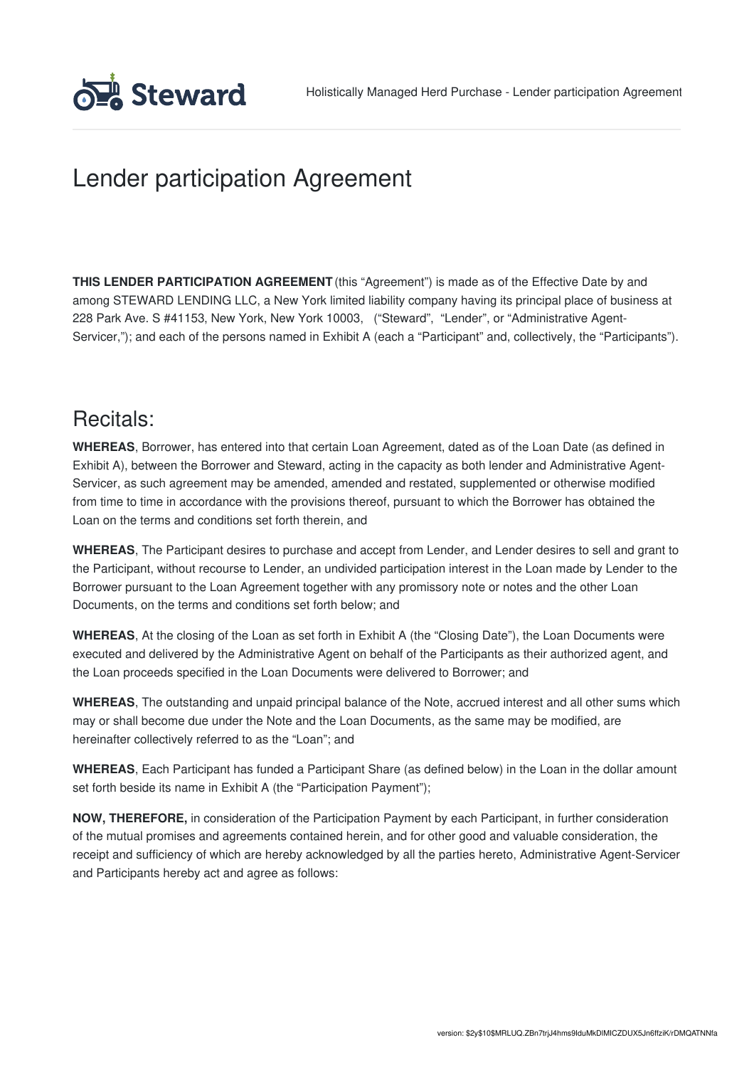# Lender participation Agreement

**THIS LENDER PARTICIPATION AGREEMENT** (this "Agreement") is made as of the Effective Date by and among STEWARD LENDING LLC, a New York limited liability company having its principal place of business at 228 Park Ave. S #41153, New York, New York 10003, ("Steward", "Lender", or "Administrative Agent-Servicer,"); and each of the persons named in Exhibit A (each a "Participant" and, collectively, the "Participants").

## Recitals:

**WHEREAS**, Borrower, has entered into that certain Loan Agreement, dated as of the Loan Date (as defined in Exhibit A), between the Borrower and Steward, acting in the capacity as both lender and Administrative Agent-Servicer, as such agreement may be amended, amended and restated, supplemented or otherwise modified from time to time in accordance with the provisions thereof, pursuant to which the Borrower has obtained the Loan on the terms and conditions set forth therein, and

**WHEREAS**, The Participant desires to purchase and accept from Lender, and Lender desires to sell and grant to the Participant, without recourse to Lender, an undivided participation interest in the Loan made by Lender to the Borrower pursuant to the Loan Agreement together with any promissory note or notes and the other Loan Documents, on the terms and conditions set forth below; and

**WHEREAS**, At the closing of the Loan as set forth in Exhibit A (the "Closing Date"), the Loan Documents were executed and delivered by the Administrative Agent on behalf of the Participants as their authorized agent, and the Loan proceeds specified in the Loan Documents were delivered to Borrower; and

**WHEREAS**, The outstanding and unpaid principal balance of the Note, accrued interest and all other sums which may or shall become due under the Note and the Loan Documents, as the same may be modified, are hereinafter collectively referred to as the "Loan"; and

**WHEREAS**, Each Participant has funded a Participant Share (as defined below) in the Loan in the dollar amount set forth beside its name in Exhibit A (the "Participation Payment");

**NOW, THEREFORE,** in consideration of the Participation Payment by each Participant, in further consideration of the mutual promises and agreements contained herein, and for other good and valuable consideration, the receipt and sufficiency of which are hereby acknowledged by all the parties hereto, Administrative Agent-Servicer and Participants hereby act and agree as follows: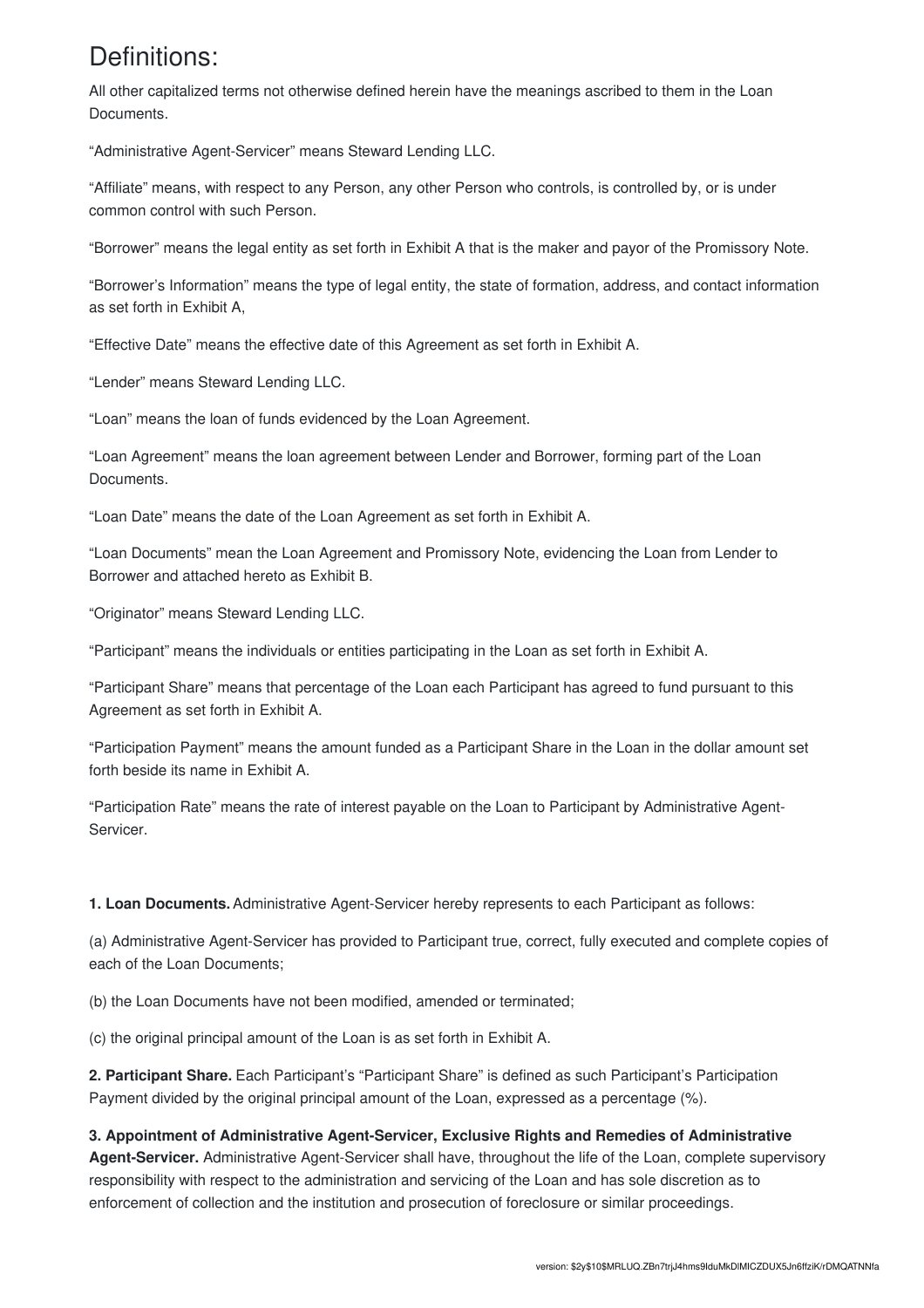# Definitions:

All other capitalized terms not otherwise defined herein have the meanings ascribed to them in the Loan Documents.

"Administrative Agent-Servicer" means Steward Lending LLC.

"Affiliate" means, with respect to any Person, any other Person who controls, is controlled by, or is under common control with such Person.

"Borrower" means the legal entity as set forth in Exhibit A that is the maker and payor of the Promissory Note.

"Borrower's Information" means the type of legal entity, the state of formation, address, and contact information as set forth in Exhibit A,

"Effective Date" means the effective date of this Agreement as set forth in Exhibit A.

"Lender" means Steward Lending LLC.

"Loan" means the loan of funds evidenced by the Loan Agreement.

"Loan Agreement" means the loan agreement between Lender and Borrower, forming part of the Loan Documents.

"Loan Date" means the date of the Loan Agreement as set forth in Exhibit A.

"Loan Documents" mean the Loan Agreement and Promissory Note, evidencing the Loan from Lender to Borrower and attached hereto as Exhibit B.

"Originator" means Steward Lending LLC.

"Participant" means the individuals or entities participating in the Loan as set forth in Exhibit A.

"Participant Share" means that percentage of the Loan each Participant has agreed to fund pursuant to this Agreement as set forth in Exhibit A.

"Participation Payment" means the amount funded as a Participant Share in the Loan in the dollar amount set forth beside its name in Exhibit A.

"Participation Rate" means the rate of interest payable on the Loan to Participant by Administrative Agent-Servicer.

**1. Loan Documents.** Administrative Agent-Servicer hereby represents to each Participant as follows:

(a) Administrative Agent-Servicer has provided to Participant true, correct, fully executed and complete copies of each of the Loan Documents;

(b) the Loan Documents have not been modified, amended or terminated;

(c) the original principal amount of the Loan is as set forth in Exhibit A.

**2. Participant Share.** Each Participant's "Participant Share" is defined as such Participant's Participation Payment divided by the original principal amount of the Loan, expressed as a percentage (%).

**3. Appointment of Administrative Agent-Servicer, Exclusive Rights and Remedies of Administrative Agent-Servicer.** Administrative Agent-Servicer shall have, throughout the life of the Loan, complete supervisory responsibility with respect to the administration and servicing of the Loan and has sole discretion as to enforcement of collection and the institution and prosecution of foreclosure or similar proceedings.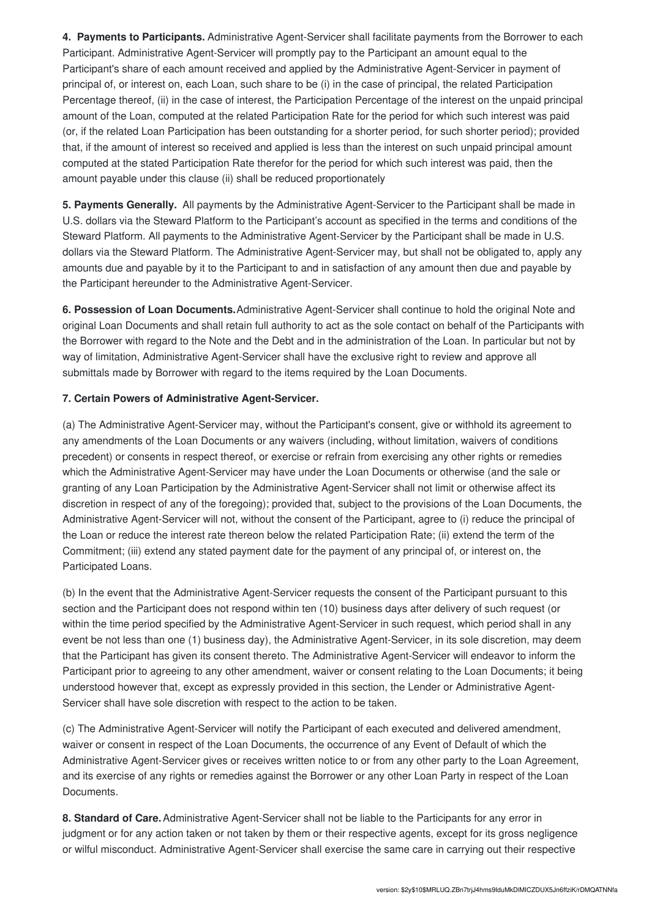**4. Payments to Participants.** Administrative Agent-Servicer shall facilitate payments from the Borrower to each Participant. Administrative Agent-Servicer will promptly pay to the Participant an amount equal to the Participant's share of each amount received and applied by the Administrative Agent-Servicer in payment of principal of, or interest on, each Loan, such share to be (i) in the case of principal, the related Participation Percentage thereof, (ii) in the case of interest, the Participation Percentage of the interest on the unpaid principal amount of the Loan, computed at the related Participation Rate for the period for which such interest was paid (or, if the related Loan Participation has been outstanding for a shorter period, for such shorter period); provided that, if the amount of interest so received and applied is less than the interest on such unpaid principal amount computed at the stated Participation Rate therefor for the period for which such interest was paid, then the amount payable under this clause (ii) shall be reduced proportionately

**5. Payments Generally.** All payments by the Administrative Agent-Servicer to the Participant shall be made in U.S. dollars via the Steward Platform to the Participant's account as specified in the terms and conditions of the Steward Platform. All payments to the Administrative Agent-Servicer by the Participant shall be made in U.S. dollars via the Steward Platform. The Administrative Agent-Servicer may, but shall not be obligated to, apply any amounts due and payable by it to the Participant to and in satisfaction of any amount then due and payable by the Participant hereunder to the Administrative Agent-Servicer.

**6. Possession of Loan Documents.** Administrative Agent-Servicer shall continue to hold the original Note and original Loan Documents and shall retain full authority to act as the sole contact on behalf of the Participants with the Borrower with regard to the Note and the Debt and in the administration of the Loan. In particular but not by way of limitation, Administrative Agent-Servicer shall have the exclusive right to review and approve all submittals made by Borrower with regard to the items required by the Loan Documents.

**7. Certain Powers of Administrative Agent-Servicer.**

(a) The Administrative Agent-Servicer may, without the Participant's consent, give or withhold its agreement to any amendments of the Loan Documents or any waivers (including, without limitation, waivers of conditions precedent) or consents in respect thereof, or exercise or refrain from exercising any other rights or remedies which the Administrative Agent-Servicer may have under the Loan Documents or otherwise (and the sale or granting of any Loan Participation by the Administrative Agent-Servicer shall not limit or otherwise affect its discretion in respect of any of the foregoing); provided that, subject to the provisions of the Loan Documents, the Administrative Agent-Servicer will not, without the consent of the Participant, agree to (i) reduce the principal of the Loan or reduce the interest rate thereon below the related Participation Rate; (ii) extend the term of the Commitment; (iii) extend any stated payment date for the payment of any principal of, or interest on, the Participated Loans.

(b) In the event that the Administrative Agent-Servicer requests the consent of the Participant pursuant to this section and the Participant does not respond within ten (10) business days after delivery of such request (or within the time period specified by the Administrative Agent-Servicer in such request, which period shall in any event be not less than one (1) business day), the Administrative Agent-Servicer, in its sole discretion, may deem that the Participant has given its consent thereto. The Administrative Agent-Servicer will endeavor to inform the Participant prior to agreeing to any other amendment, waiver or consent relating to the Loan Documents; it being understood however that, except as expressly provided in this section, the Lender or Administrative Agent-Servicer shall have sole discretion with respect to the action to be taken.

(c) The Administrative Agent-Servicer will notify the Participant of each executed and delivered amendment, waiver or consent in respect of the Loan Documents, the occurrence of any Event of Default of which the Administrative Agent-Servicer gives or receives written notice to or from any other party to the Loan Agreement, and its exercise of any rights or remedies against the Borrower or any other Loan Party in respect of the Loan Documents.

**8. Standard of Care.** Administrative Agent-Servicer shall not be liable to the Participants for any error in judgment or for any action taken or not taken by them or their respective agents, except for its gross negligence or wilful misconduct. Administrative Agent-Servicer shall exercise the same care in carrying out their respective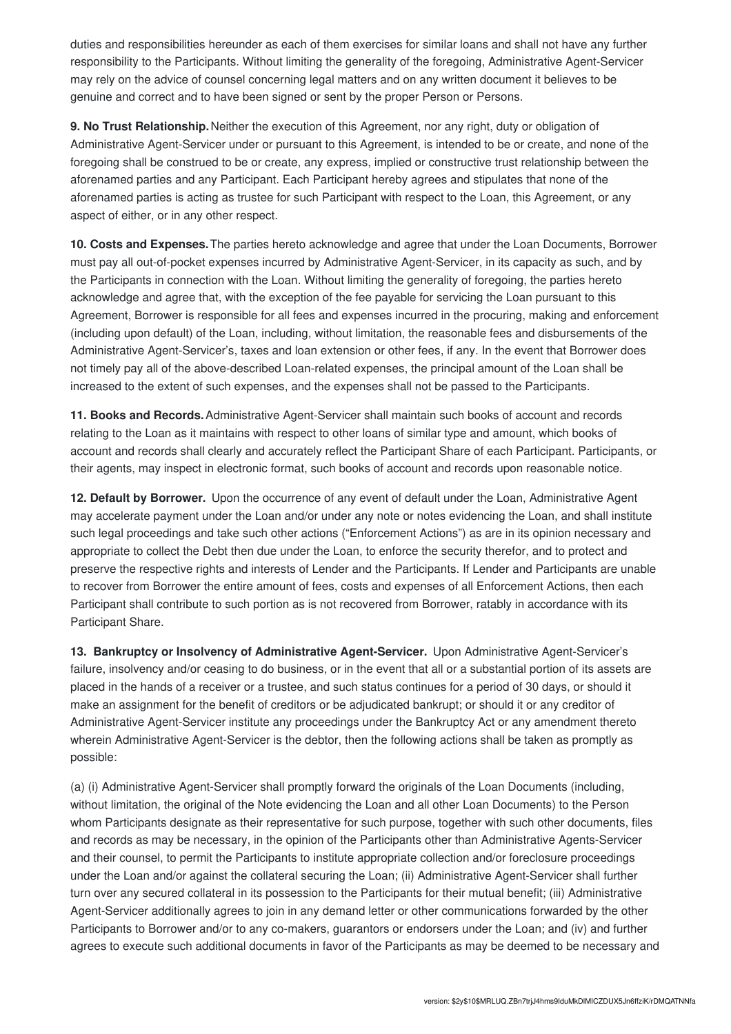duties and responsibilities hereunder as each of them exercises for similar loans and shall not have any further responsibility to the Participants. Without limiting the generality of the foregoing, Administrative Agent-Servicer may rely on the advice of counsel concerning legal matters and on any written document it believes to be genuine and correct and to have been signed or sent by the proper Person or Persons.

**9. No Trust Relationship.** Neither the execution of this Agreement, nor any right, duty or obligation of Administrative Agent-Servicer under or pursuant to this Agreement, is intended to be or create, and none of the foregoing shall be construed to be or create, any express, implied or constructive trust relationship between the aforenamed parties and any Participant. Each Participant hereby agrees and stipulates that none of the aforenamed parties is acting as trustee for such Participant with respect to the Loan, this Agreement, or any aspect of either, or in any other respect.

**10. Costs and Expenses.** The parties hereto acknowledge and agree that under the Loan Documents, Borrower must pay all out-of-pocket expenses incurred by Administrative Agent-Servicer, in its capacity as such, and by the Participants in connection with the Loan. Without limiting the generality of foregoing, the parties hereto acknowledge and agree that, with the exception of the fee payable for servicing the Loan pursuant to this Agreement, Borrower is responsible for all fees and expenses incurred in the procuring, making and enforcement (including upon default) of the Loan, including, without limitation, the reasonable fees and disbursements of the Administrative Agent-Servicer's, taxes and loan extension or other fees, if any. In the event that Borrower does not timely pay all of the above-described Loan-related expenses, the principal amount of the Loan shall be increased to the extent of such expenses, and the expenses shall not be passed to the Participants.

**11. Books and Records.** Administrative Agent-Servicer shall maintain such books of account and records relating to the Loan as it maintains with respect to other loans of similar type and amount, which books of account and records shall clearly and accurately reflect the Participant Share of each Participant. Participants, or their agents, may inspect in electronic format, such books of account and records upon reasonable notice.

**12. Default by Borrower.** Upon the occurrence of any event of default under the Loan, Administrative Agent may accelerate payment under the Loan and/or under any note or notes evidencing the Loan, and shall institute such legal proceedings and take such other actions ("Enforcement Actions") as are in its opinion necessary and appropriate to collect the Debt then due under the Loan, to enforce the security therefor, and to protect and preserve the respective rights and interests of Lender and the Participants. If Lender and Participants are unable to recover from Borrower the entire amount of fees, costs and expenses of all Enforcement Actions, then each Participant shall contribute to such portion as is not recovered from Borrower, ratably in accordance with its Participant Share.

**13. Bankruptcy or Insolvency of Administrative Agent-Servicer.** Upon Administrative Agent-Servicer's failure, insolvency and/or ceasing to do business, or in the event that all or a substantial portion of its assets are placed in the hands of a receiver or a trustee, and such status continues for a period of 30 days, or should it make an assignment for the benefit of creditors or be adjudicated bankrupt; or should it or any creditor of Administrative Agent-Servicer institute any proceedings under the Bankruptcy Act or any amendment thereto wherein Administrative Agent-Servicer is the debtor, then the following actions shall be taken as promptly as possible:

(a) (i) Administrative Agent-Servicer shall promptly forward the originals of the Loan Documents (including, without limitation, the original of the Note evidencing the Loan and all other Loan Documents) to the Person whom Participants designate as their representative for such purpose, together with such other documents, files and records as may be necessary, in the opinion of the Participants other than Administrative Agents-Servicer and their counsel, to permit the Participants to institute appropriate collection and/or foreclosure proceedings under the Loan and/or against the collateral securing the Loan; (ii) Administrative Agent-Servicer shall further turn over any secured collateral in its possession to the Participants for their mutual benefit; (iii) Administrative Agent-Servicer additionally agrees to join in any demand letter or other communications forwarded by the other Participants to Borrower and/or to any co-makers, guarantors or endorsers under the Loan; and (iv) and further agrees to execute such additional documents in favor of the Participants as may be deemed to be necessary and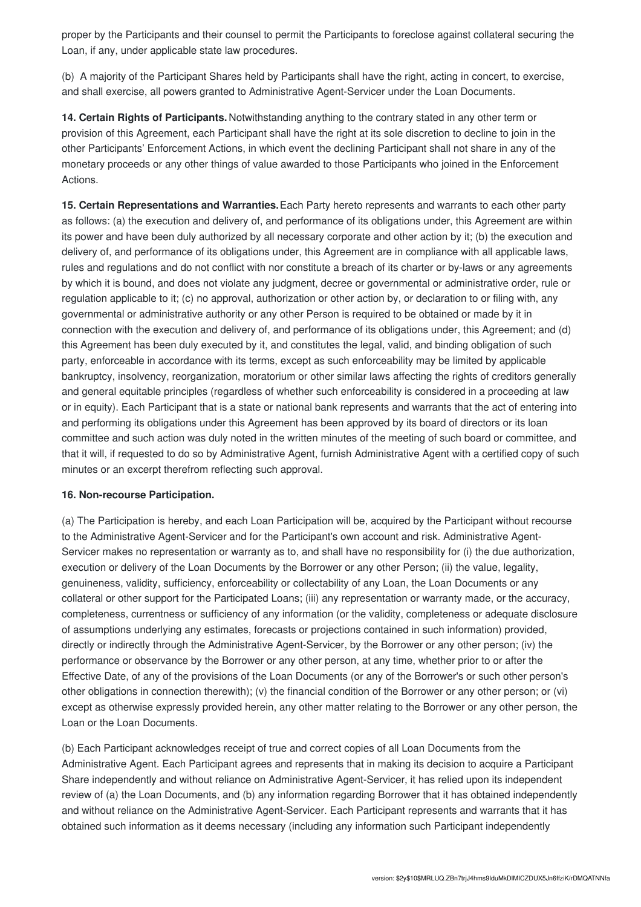proper by the Participants and their counsel to permit the Participants to foreclose against collateral securing the Loan, if any, under applicable state law procedures.

(b) A majority of the Participant Shares held by Participants shall have the right, acting in concert, to exercise, and shall exercise, all powers granted to Administrative Agent-Servicer under the Loan Documents.

**14. Certain Rights of Participants.** Notwithstanding anything to the contrary stated in any other term or provision of this Agreement, each Participant shall have the right at its sole discretion to decline to join in the other Participants' Enforcement Actions, in which event the declining Participant shall not share in any of the monetary proceeds or any other things of value awarded to those Participants who joined in the Enforcement Actions.

**15. Certain Representations and Warranties.** Each Party hereto represents and warrants to each other party as follows: (a) the execution and delivery of, and performance of its obligations under, this Agreement are within its power and have been duly authorized by all necessary corporate and other action by it; (b) the execution and delivery of, and performance of its obligations under, this Agreement are in compliance with all applicable laws, rules and regulations and do not conflict with nor constitute a breach of its charter or by-laws or any agreements by which it is bound, and does not violate any judgment, decree or governmental or administrative order, rule or regulation applicable to it; (c) no approval, authorization or other action by, or declaration to or filing with, any governmental or administrative authority or any other Person is required to be obtained or made by it in connection with the execution and delivery of, and performance of its obligations under, this Agreement; and (d) this Agreement has been duly executed by it, and constitutes the legal, valid, and binding obligation of such party, enforceable in accordance with its terms, except as such enforceability may be limited by applicable bankruptcy, insolvency, reorganization, moratorium or other similar laws affecting the rights of creditors generally and general equitable principles (regardless of whether such enforceability is considered in a proceeding at law or in equity). Each Participant that is a state or national bank represents and warrants that the act of entering into and performing its obligations under this Agreement has been approved by its board of directors or its loan committee and such action was duly noted in the written minutes of the meeting of such board or committee, and that it will, if requested to do so by Administrative Agent, furnish Administrative Agent with a certified copy of such minutes or an excerpt therefrom reflecting such approval.

**16. Non-recourse Participation.**

(a) The Participation is hereby, and each Loan Participation will be, acquired by the Participant without recourse to the Administrative Agent-Servicer and for the Participant's own account and risk. Administrative Agent-Servicer makes no representation or warranty as to, and shall have no responsibility for (i) the due authorization, execution or delivery of the Loan Documents by the Borrower or any other Person; (ii) the value, legality, genuineness, validity, sufficiency, enforceability or collectability of any Loan, the Loan Documents or any collateral or other support for the Participated Loans; (iii) any representation or warranty made, or the accuracy, completeness, currentness or sufficiency of any information (or the validity, completeness or adequate disclosure of assumptions underlying any estimates, forecasts or projections contained in such information) provided, directly or indirectly through the Administrative Agent-Servicer, by the Borrower or any other person; (iv) the performance or observance by the Borrower or any other person, at any time, whether prior to or after the Effective Date, of any of the provisions of the Loan Documents (or any of the Borrower's or such other person's other obligations in connection therewith); (v) the financial condition of the Borrower or any other person; or (vi) except as otherwise expressly provided herein, any other matter relating to the Borrower or any other person, the Loan or the Loan Documents.

(b) Each Participant acknowledges receipt of true and correct copies of all Loan Documents from the Administrative Agent. Each Participant agrees and represents that in making its decision to acquire a Participant Share independently and without reliance on Administrative Agent-Servicer, it has relied upon its independent review of (a) the Loan Documents, and (b) any information regarding Borrower that it has obtained independently and without reliance on the Administrative Agent-Servicer. Each Participant represents and warrants that it has obtained such information as it deems necessary (including any information such Participant independently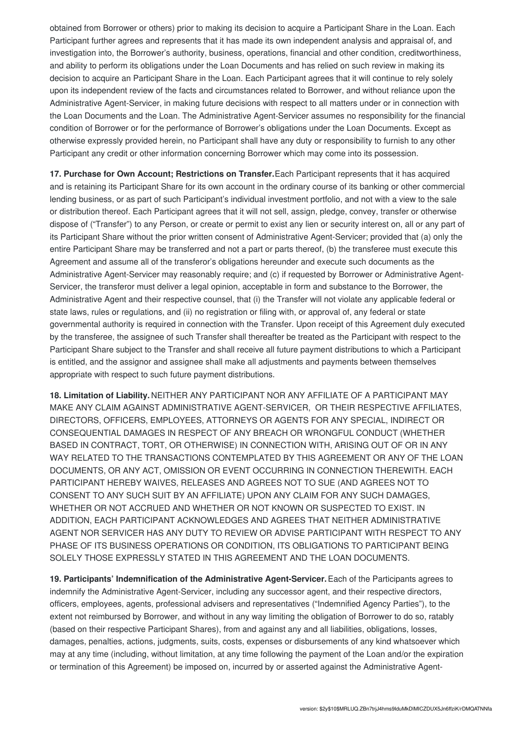obtained from Borrower or others) prior to making its decision to acquire a Participant Share in the Loan. Each Participant further agrees and represents that it has made its own independent analysis and appraisal of, and investigation into, the Borrower's authority, business, operations, financial and other condition, creditworthiness, and ability to perform its obligations under the Loan Documents and has relied on such review in making its decision to acquire an Participant Share in the Loan. Each Participant agrees that it will continue to rely solely upon its independent review of the facts and circumstances related to Borrower, and without reliance upon the Administrative Agent-Servicer, in making future decisions with respect to all matters under or in connection with the Loan Documents and the Loan. The Administrative Agent-Servicer assumes no responsibility for the financial condition of Borrower or for the performance of Borrower's obligations under the Loan Documents. Except as otherwise expressly provided herein, no Participant shall have any duty or responsibility to furnish to any other Participant any credit or other information concerning Borrower which may come into its possession.

**17. Purchase for Own Account; Restrictions on Transfer.** Each Participant represents that it has acquired and is retaining its Participant Share for its own account in the ordinary course of its banking or other commercial lending business, or as part of such Participant's individual investment portfolio, and not with a view to the sale or distribution thereof. Each Participant agrees that it will not sell, assign, pledge, convey, transfer or otherwise dispose of ("Transfer") to any Person, or create or permit to exist any lien or security interest on, all or any part of its Participant Share without the prior written consent of Administrative Agent-Servicer; provided that (a) only the entire Participant Share may be transferred and not a part or parts thereof, (b) the transferee must execute this Agreement and assume all of the transferor's obligations hereunder and execute such documents as the Administrative Agent-Servicer may reasonably require; and (c) if requested by Borrower or Administrative Agent-Servicer, the transferor must deliver a legal opinion, acceptable in form and substance to the Borrower, the Administrative Agent and their respective counsel, that (i) the Transfer will not violate any applicable federal or state laws, rules or regulations, and (ii) no registration or filing with, or approval of, any federal or state governmental authority is required in connection with the Transfer. Upon receipt of this Agreement duly executed by the transferee, the assignee of such Transfer shall thereafter be treated as the Participant with respect to the Participant Share subject to the Transfer and shall receive all future payment distributions to which a Participant is entitled, and the assignor and assignee shall make all adjustments and payments between themselves appropriate with respect to such future payment distributions.

**18. Limitation of Liability.** NEITHER ANY PARTICIPANT NOR ANY AFFILIATE OF A PARTICIPANT MAY MAKE ANY CLAIM AGAINST ADMINISTRATIVE AGENT-SERVICER, OR THEIR RESPECTIVE AFFILIATES, DIRECTORS, OFFICERS, EMPLOYEES, ATTORNEYS OR AGENTS FOR ANY SPECIAL, INDIRECT OR CONSEQUENTIAL DAMAGES IN RESPECT OF ANY BREACH OR WRONGFUL CONDUCT (WHETHER BASED IN CONTRACT, TORT, OR OTHERWISE) IN CONNECTION WITH, ARISING OUT OF OR IN ANY WAY RELATED TO THE TRANSACTIONS CONTEMPLATED BY THIS AGREEMENT OR ANY OF THE LOAN DOCUMENTS, OR ANY ACT, OMISSION OR EVENT OCCURRING IN CONNECTION THEREWITH. EACH PARTICIPANT HEREBY WAIVES, RELEASES AND AGREES NOT TO SUE (AND AGREES NOT TO CONSENT TO ANY SUCH SUIT BY AN AFFILIATE) UPON ANY CLAIM FOR ANY SUCH DAMAGES, WHETHER OR NOT ACCRUED AND WHETHER OR NOT KNOWN OR SUSPECTED TO EXIST. IN ADDITION, EACH PARTICIPANT ACKNOWLEDGES AND AGREES THAT NEITHER ADMINISTRATIVE AGENT NOR SERVICER HAS ANY DUTY TO REVIEW OR ADVISE PARTICIPANT WITH RESPECT TO ANY PHASE OF ITS BUSINESS OPERATIONS OR CONDITION, ITS OBLIGATIONS TO PARTICIPANT BEING SOLELY THOSE EXPRESSLY STATED IN THIS AGREEMENT AND THE LOAN DOCUMENTS.

**19. Participants' Indemnification of the Administrative Agent-Servicer.** Each of the Participants agrees to indemnify the Administrative Agent-Servicer, including any successor agent, and their respective directors, officers, employees, agents, professional advisers and representatives ("Indemnified Agency Parties"), to the extent not reimbursed by Borrower, and without in any way limiting the obligation of Borrower to do so, ratably (based on their respective Participant Shares), from and against any and all liabilities, obligations, losses, damages, penalties, actions, judgments, suits, costs, expenses or disbursements of any kind whatsoever which may at any time (including, without limitation, at any time following the payment of the Loan and/or the expiration or termination of this Agreement) be imposed on, incurred by or asserted against the Administrative Agent-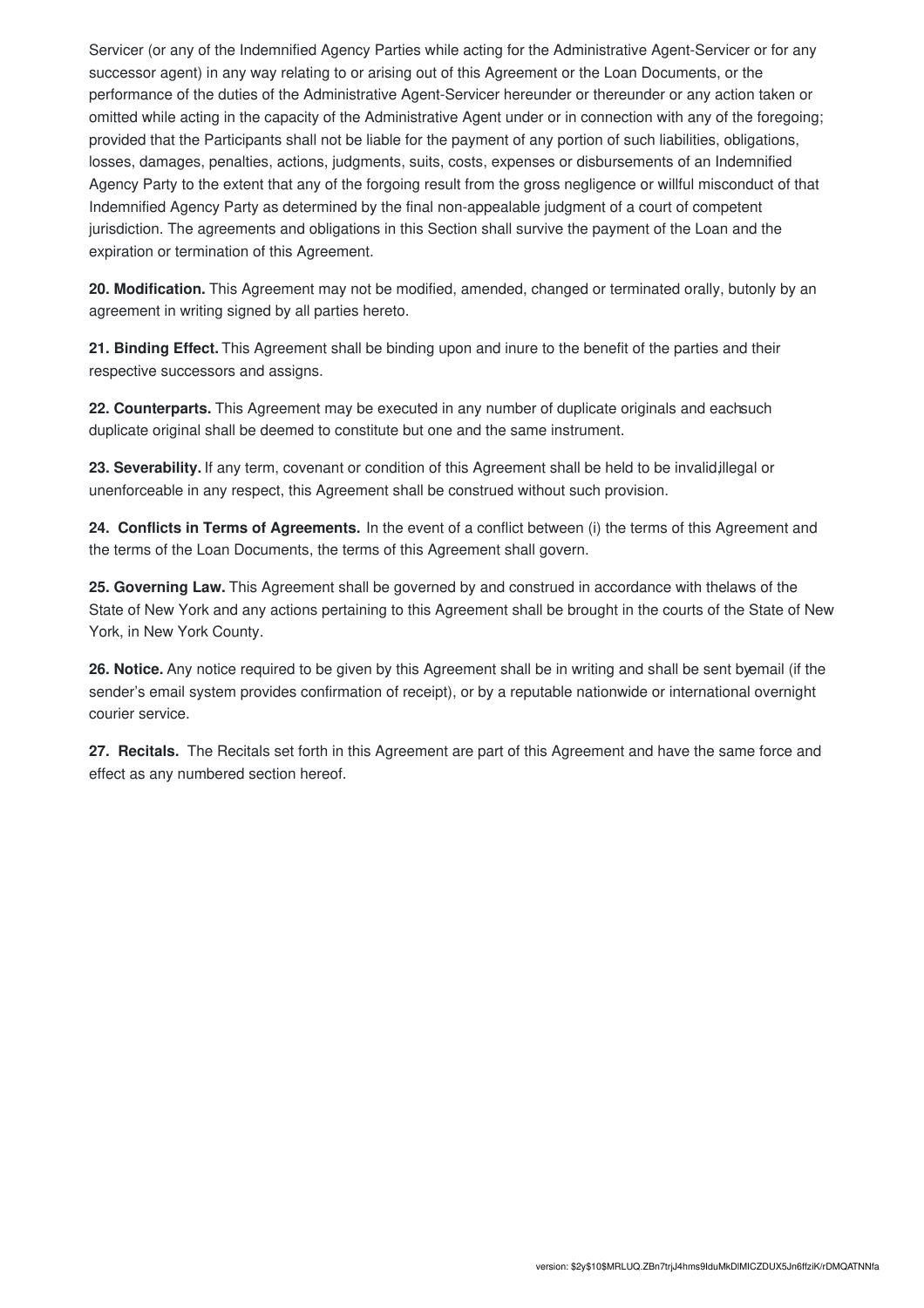Servicer (or any of the Indemnified Agency Parties while acting for the Administrative Agent-Servicer or for any successor agent) in any way relating to or arising out of this Agreement or the Loan Documents, or the performance of the duties of the Administrative Agent-Servicer hereunder or thereunder or any action taken or omitted while acting in the capacity of the Administrative Agent under or in connection with any of the foregoing; provided that the Participants shall not be liable for the payment of any portion of such liabilities, obligations, losses, damages, penalties, actions, judgments, suits, costs, expenses or disbursements of an Indemnified Agency Party to the extent that any of the forgoing result from the gross negligence or willful misconduct of that Indemnified Agency Party as determined by the final non-appealable judgment of a court of competent jurisdiction. The agreements and obligations in this Section shall survive the payment of the Loan and the expiration or termination of this Agreement.

**20. Modification.** This Agreement may not be modified, amended, changed or terminated orally, butonly by an agreement in writing signed by all parties hereto.

**21. Binding Effect.** This Agreement shall be binding upon and inure to the benefit of the parties and their respective successors and assigns.

**22. Counterparts.** This Agreement may be executed in any number of duplicate originals and eachsuch duplicate original shall be deemed to constitute but one and the same instrument.

**23. Severability.** If any term, covenant or condition of this Agreement shall be held to be invalid,illegal or unenforceable in any respect, this Agreement shall be construed without such provision.

**24. Conflicts in Terms of Agreements.** In the event of a conflict between (i) the terms of this Agreement and the terms of the Loan Documents, the terms of this Agreement shall govern.

**25. Governing Law.** This Agreement shall be governed by and construed in accordance with thelaws of the State of New York and any actions pertaining to this Agreement shall be brought in the courts of the State of New York, in New York County.

**26. Notice.** Any notice required to be given by this Agreement shall be in writing and shall be sent byemail (if the sender's email system provides confirmation of receipt), or by a reputable nationwide or international overnight courier service.

**27. Recitals.** The Recitals set forth in this Agreement are part of this Agreement and have the same force and effect as any numbered section hereof.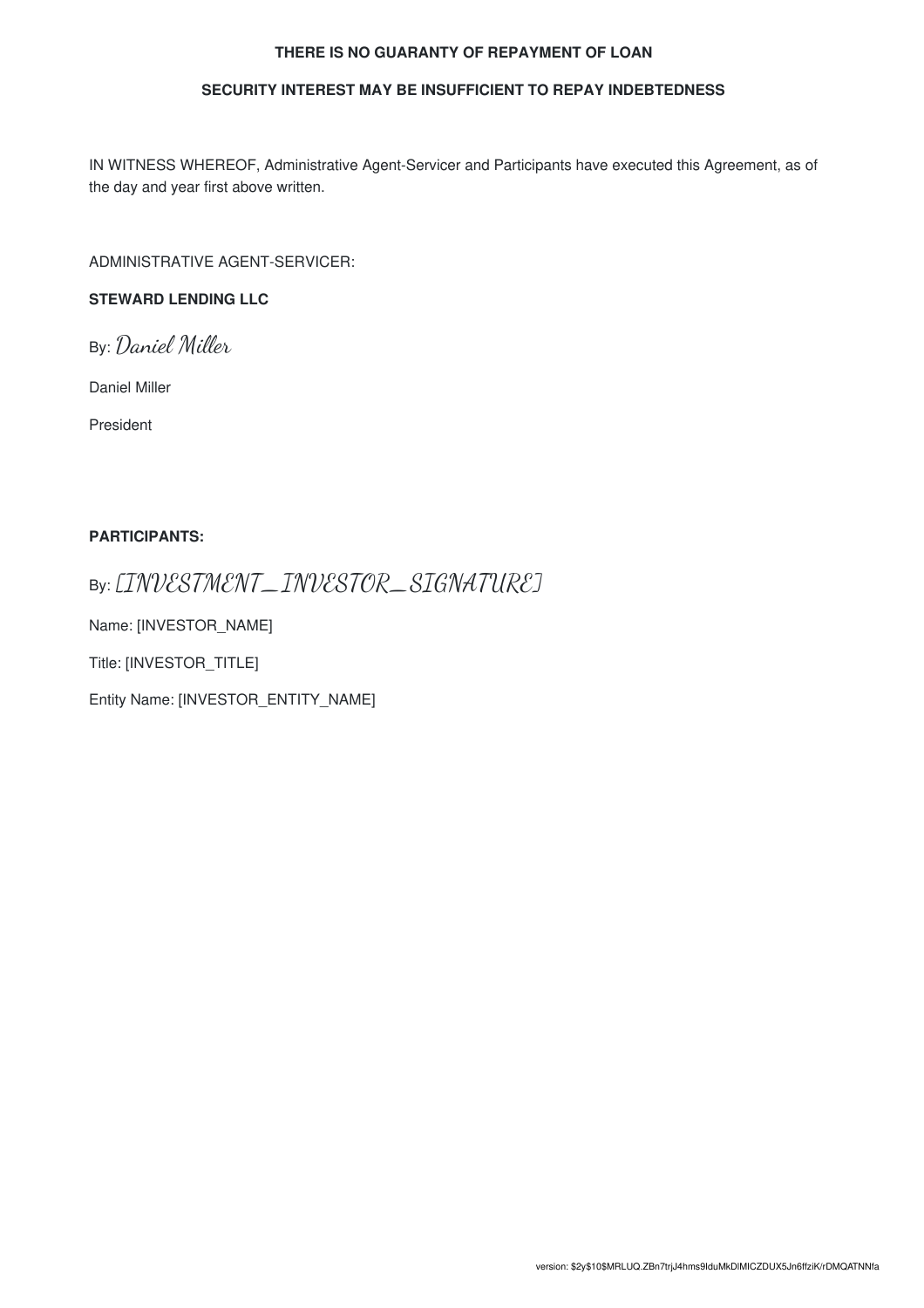**THERE IS NO GUARANTY OF REPAYMENT OF LOAN**

**SECURITY INTEREST MAY BE INSUFFICIENT TO REPAY INDEBTEDNESS**

IN WITNESS WHEREOF, Administrative Agent-Servicer and Participants have executed this Agreement, as of the day and year first above written.

ADMINISTRATIVE AGENT-SERVICER:

**STEWARD LENDING LLC**

By: *Daniel Miller*

Daniel Miller

President

**PARTICIPANTS:**

By: *[INVESTMENT_INVESTOR_SIGNATURE]*

Name: [INVESTOR_NAME]

Title: [INVESTOR_TITLE]

Entity Name: [INVESTOR_ENTITY_NAME]

version: $2y$10$MRLUQ.ZBn7trjJ4hms9lduMkDlMICZDUX5Jn6ffziK/rDMQATNNfa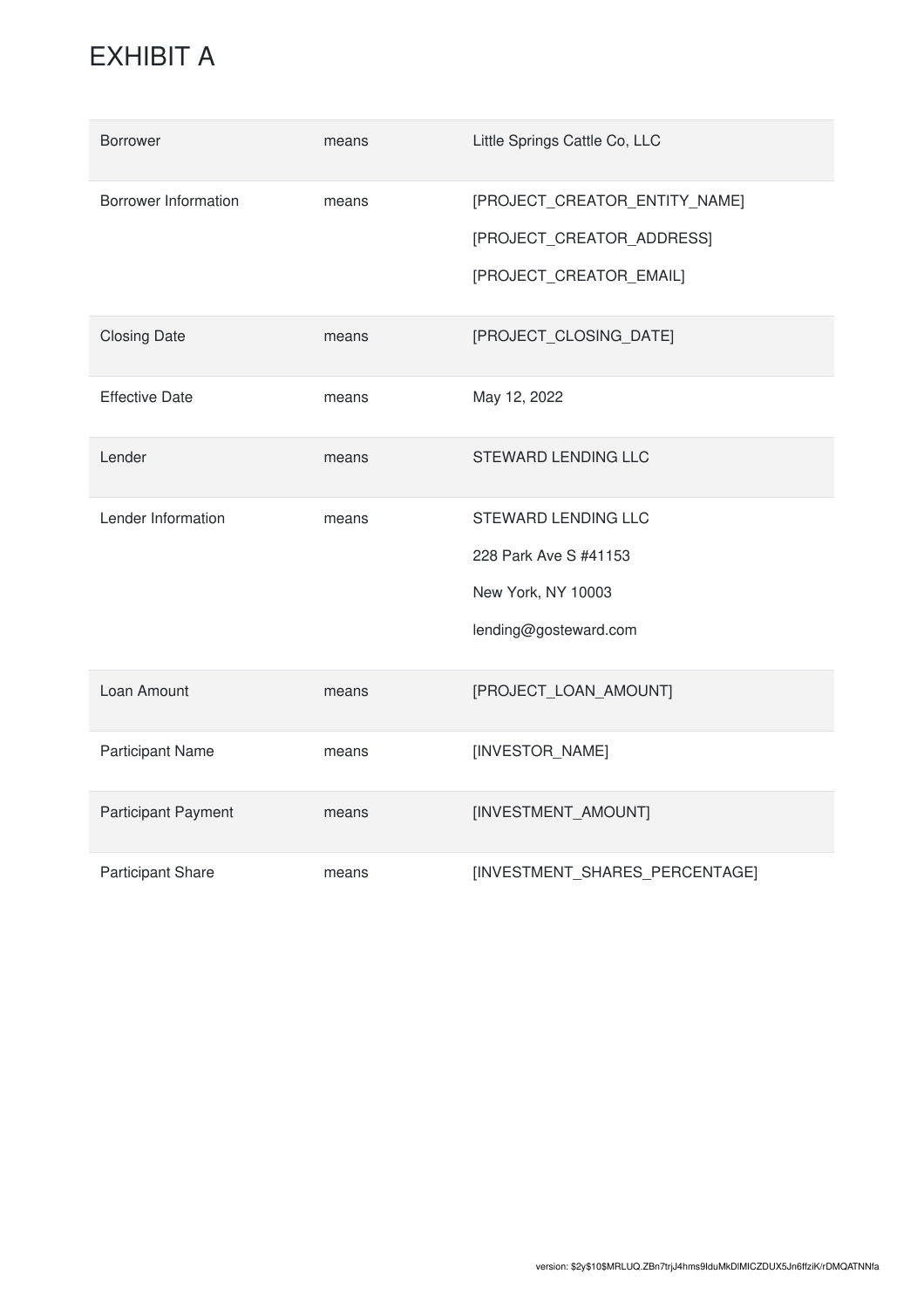# EXHIBIT A

| | | |
|---|---|---|
| Borrower | means | Little Springs Cattle Co, LLC |
| Borrower Information | means | [PROJECT_CREATOR_ENTITY_NAME]<br>[PROJECT_CREATOR_ADDRESS]<br>[PROJECT_CREATOR_EMAIL] |
| Closing Date | means | [PROJECT_CLOSING_DATE] |
| Effective Date | means | May 12, 2022 |
| Lender | means | STEWARD LENDING LLC |
| Lender Information | means | STEWARD LENDING LLC<br>228 Park Ave S #41153<br>New York, NY 10003<br>lending@gosteward.com |
| Loan Amount | means | [PROJECT_LOAN_AMOUNT] |
| Participant Name | means | [INVESTOR_NAME] |
| Participant Payment | means | [INVESTMENT_AMOUNT] |
| Participant Share | means | [INVESTMENT_SHARES_PERCENTAGE] |

version: $2y$10$MRLUQ.ZBn7trjJ4hms9IduMkDIMICZDUX5Jn6ffziK/rDMQATNNfa